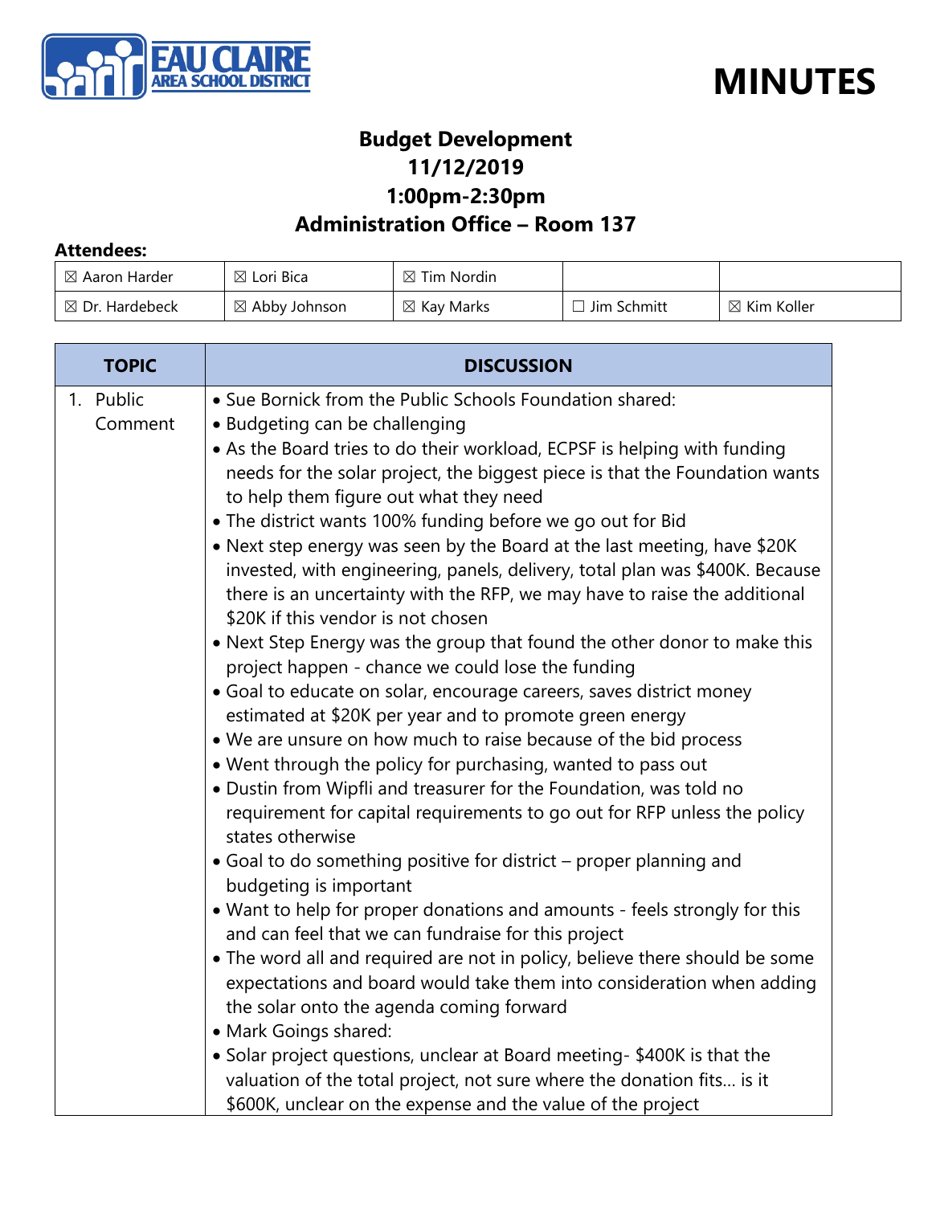# MINUTES

## Budget Development
## 11/12/2019
## 1:00pm-2:30pm
## Administration Office – Room 137

**Attendees:**

| | | | | |
|---|---|---|---|---|
| ☒ Aaron Harder | ☒ Lori Bica | ☒ Tim Nordin | | |
| ☒ Dr. Hardebeck | ☒ Abby Johnson | ☒ Kay Marks | ☐ Jim Schmitt | ☒ Kim Koller |

| TOPIC | DISCUSSION |
|---|---|
| 1. Public Comment | • Sue Bornick from the Public Schools Foundation shared:<br>• Budgeting can be challenging<br>• As the Board tries to do their workload, ECPSF is helping with funding needs for the solar project, the biggest piece is that the Foundation wants to help them figure out what they need<br>• The district wants 100% funding before we go out for Bid<br>• Next step energy was seen by the Board at the last meeting, have $20K invested, with engineering, panels, delivery, total plan was $400K. Because there is an uncertainty with the RFP, we may have to raise the additional $20K if this vendor is not chosen<br>• Next Step Energy was the group that found the other donor to make this project happen - chance we could lose the funding<br>• Goal to educate on solar, encourage careers, saves district money estimated at $20K per year and to promote green energy<br>• We are unsure on how much to raise because of the bid process<br>• Went through the policy for purchasing, wanted to pass out<br>• Dustin from Wipfli and treasurer for the Foundation, was told no requirement for capital requirements to go out for RFP unless the policy states otherwise<br>• Goal to do something positive for district – proper planning and budgeting is important<br>• Want to help for proper donations and amounts - feels strongly for this and can feel that we can fundraise for this project<br>• The word all and required are not in policy, believe there should be some expectations and board would take them into consideration when adding the solar onto the agenda coming forward<br>• Mark Goings shared:<br>• Solar project questions, unclear at Board meeting- $400K is that the valuation of the total project, not sure where the donation fits… is it $600K, unclear on the expense and the value of the project |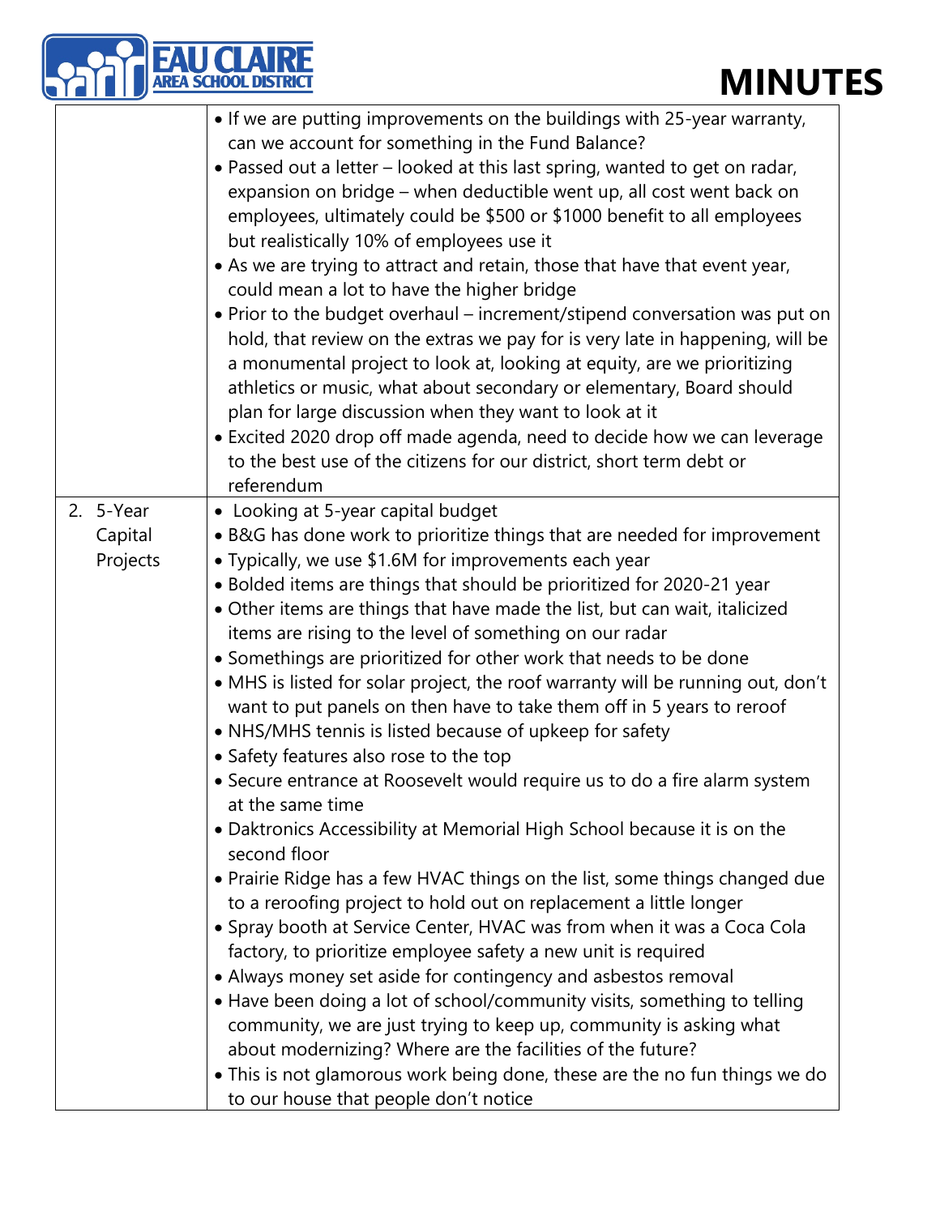| | |
|---|---|
| | • If we are putting improvements on the buildings with 25-year warranty, can we account for something in the Fund Balance?<br>• Passed out a letter – looked at this last spring, wanted to get on radar, expansion on bridge – when deductible went up, all cost went back on employees, ultimately could be $500 or $1000 benefit to all employees but realistically 10% of employees use it<br>• As we are trying to attract and retain, those that have that event year, could mean a lot to have the higher bridge<br>• Prior to the budget overhaul – increment/stipend conversation was put on hold, that review on the extras we pay for is very late in happening, will be a monumental project to look at, looking at equity, are we prioritizing athletics or music, what about secondary or elementary, Board should plan for large discussion when they want to look at it<br>• Excited 2020 drop off made agenda, need to decide how we can leverage to the best use of the citizens for our district, short term debt or referendum |
| 2. 5-Year Capital Projects | • Looking at 5-year capital budget<br>• B&G has done work to prioritize things that are needed for improvement<br>• Typically, we use $1.6M for improvements each year<br>• Bolded items are things that should be prioritized for 2020-21 year<br>• Other items are things that have made the list, but can wait, italicized items are rising to the level of something on our radar<br>• Somethings are prioritized for other work that needs to be done<br>• MHS is listed for solar project, the roof warranty will be running out, don't want to put panels on then have to take them off in 5 years to reroof<br>• NHS/MHS tennis is listed because of upkeep for safety<br>• Safety features also rose to the top<br>• Secure entrance at Roosevelt would require us to do a fire alarm system at the same time<br>• Daktronics Accessibility at Memorial High School because it is on the second floor<br>• Prairie Ridge has a few HVAC things on the list, some things changed due to a reroofing project to hold out on replacement a little longer<br>• Spray booth at Service Center, HVAC was from when it was a Coca Cola factory, to prioritize employee safety a new unit is required<br>• Always money set aside for contingency and asbestos removal<br>• Have been doing a lot of school/community visits, something to telling community, we are just trying to keep up, community is asking what about modernizing? Where are the facilities of the future?<br>• This is not glamorous work being done, these are the no fun things we do to our house that people don't notice |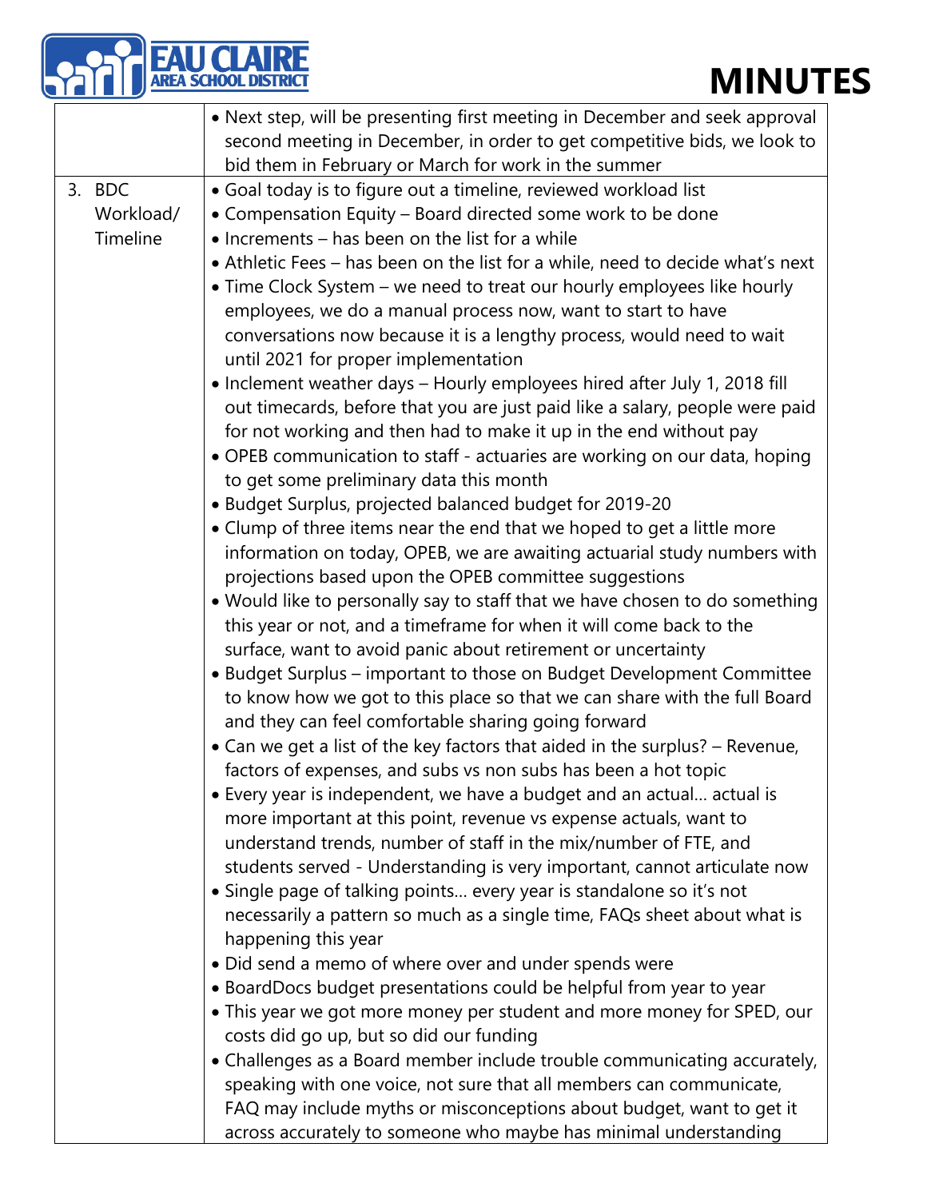| | |
|---|---|
| | • Next step, will be presenting first meeting in December and seek approval second meeting in December, in order to get competitive bids, we look to bid them in February or March for work in the summer |
| 3. BDC Workload/ Timeline | • Goal today is to figure out a timeline, reviewed workload list<br>• Compensation Equity – Board directed some work to be done<br>• Increments – has been on the list for a while<br>• Athletic Fees – has been on the list for a while, need to decide what's next<br>• Time Clock System – we need to treat our hourly employees like hourly employees, we do a manual process now, want to start to have conversations now because it is a lengthy process, would need to wait until 2021 for proper implementation<br>• Inclement weather days – Hourly employees hired after July 1, 2018 fill out timecards, before that you are just paid like a salary, people were paid for not working and then had to make it up in the end without pay<br>• OPEB communication to staff - actuaries are working on our data, hoping to get some preliminary data this month<br>• Budget Surplus, projected balanced budget for 2019-20<br>• Clump of three items near the end that we hoped to get a little more information on today, OPEB, we are awaiting actuarial study numbers with projections based upon the OPEB committee suggestions<br>• Would like to personally say to staff that we have chosen to do something this year or not, and a timeframe for when it will come back to the surface, want to avoid panic about retirement or uncertainty<br>• Budget Surplus – important to those on Budget Development Committee to know how we got to this place so that we can share with the full Board and they can feel comfortable sharing going forward<br>• Can we get a list of the key factors that aided in the surplus? – Revenue, factors of expenses, and subs vs non subs has been a hot topic<br>• Every year is independent, we have a budget and an actual… actual is more important at this point, revenue vs expense actuals, want to understand trends, number of staff in the mix/number of FTE, and students served - Understanding is very important, cannot articulate now<br>• Single page of talking points… every year is standalone so it's not necessarily a pattern so much as a single time, FAQs sheet about what is happening this year<br>• Did send a memo of where over and under spends were<br>• BoardDocs budget presentations could be helpful from year to year<br>• This year we got more money per student and more money for SPED, our costs did go up, but so did our funding<br>• Challenges as a Board member include trouble communicating accurately, speaking with one voice, not sure that all members can communicate, FAQ may include myths or misconceptions about budget, want to get it across accurately to someone who maybe has minimal understanding |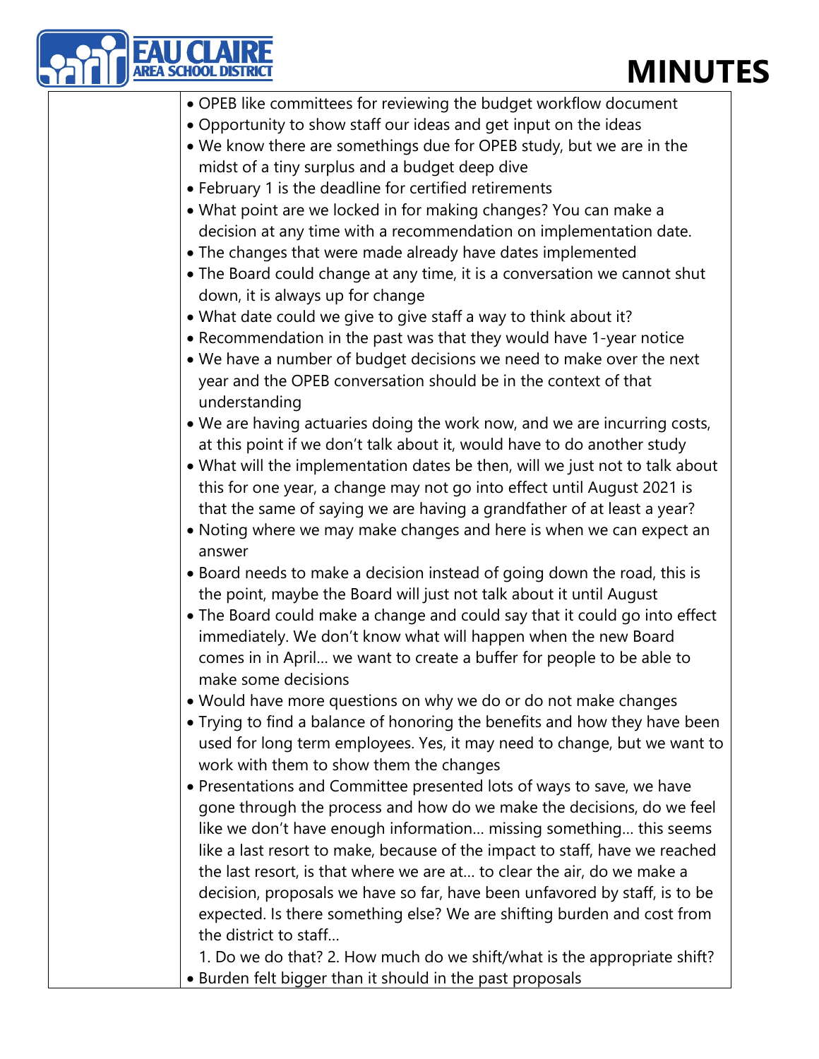- OPEB like committees for reviewing the budget workflow document
- Opportunity to show staff our ideas and get input on the ideas
- We know there are somethings due for OPEB study, but we are in the midst of a tiny surplus and a budget deep dive
- February 1 is the deadline for certified retirements
- What point are we locked in for making changes? You can make a decision at any time with a recommendation on implementation date.
- The changes that were made already have dates implemented
- The Board could change at any time, it is a conversation we cannot shut down, it is always up for change
- What date could we give to give staff a way to think about it?
- Recommendation in the past was that they would have 1-year notice
- We have a number of budget decisions we need to make over the next year and the OPEB conversation should be in the context of that understanding
- We are having actuaries doing the work now, and we are incurring costs, at this point if we don't talk about it, would have to do another study
- What will the implementation dates be then, will we just not to talk about this for one year, a change may not go into effect until August 2021 is that the same of saying we are having a grandfather of at least a year?
- Noting where we may make changes and here is when we can expect an answer
- Board needs to make a decision instead of going down the road, this is the point, maybe the Board will just not talk about it until August
- The Board could make a change and could say that it could go into effect immediately. We don't know what will happen when the new Board comes in in April… we want to create a buffer for people to be able to make some decisions
- Would have more questions on why we do or do not make changes
- Trying to find a balance of honoring the benefits and how they have been used for long term employees. Yes, it may need to change, but we want to work with them to show them the changes
- Presentations and Committee presented lots of ways to save, we have gone through the process and how do we make the decisions, do we feel like we don't have enough information… missing something… this seems like a last resort to make, because of the impact to staff, have we reached the last resort, is that where we are at… to clear the air, do we make a decision, proposals we have so far, have been unfavored by staff, is to be expected. Is there something else? We are shifting burden and cost from the district to staff…

  1. Do we do that? 2. How much do we shift/what is the appropriate shift?
- Burden felt bigger than it should in the past proposals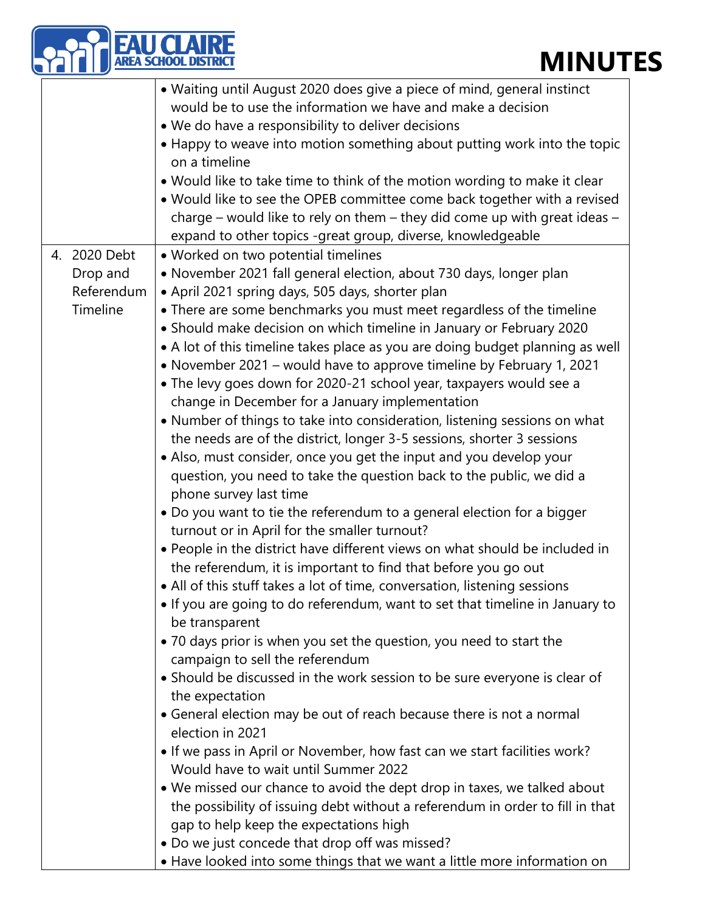| | |
|---|---|
| | • Waiting until August 2020 does give a piece of mind, general instinct would be to use the information we have and make a decision<br>• We do have a responsibility to deliver decisions<br>• Happy to weave into motion something about putting work into the topic on a timeline<br>• Would like to take time to think of the motion wording to make it clear<br>• Would like to see the OPEB committee come back together with a revised charge – would like to rely on them – they did come up with great ideas – expand to other topics -great group, diverse, knowledgeable |
| 4. 2020 Debt Drop and Referendum Timeline | • Worked on two potential timelines<br>• November 2021 fall general election, about 730 days, longer plan<br>• April 2021 spring days, 505 days, shorter plan<br>• There are some benchmarks you must meet regardless of the timeline<br>• Should make decision on which timeline in January or February 2020<br>• A lot of this timeline takes place as you are doing budget planning as well<br>• November 2021 – would have to approve timeline by February 1, 2021<br>• The levy goes down for 2020-21 school year, taxpayers would see a change in December for a January implementation<br>• Number of things to take into consideration, listening sessions on what the needs are of the district, longer 3-5 sessions, shorter 3 sessions<br>• Also, must consider, once you get the input and you develop your question, you need to take the question back to the public, we did a phone survey last time<br>• Do you want to tie the referendum to a general election for a bigger turnout or in April for the smaller turnout?<br>• People in the district have different views on what should be included in the referendum, it is important to find that before you go out<br>• All of this stuff takes a lot of time, conversation, listening sessions<br>• If you are going to do referendum, want to set that timeline in January to be transparent<br>• 70 days prior is when you set the question, you need to start the campaign to sell the referendum<br>• Should be discussed in the work session to be sure everyone is clear of the expectation<br>• General election may be out of reach because there is not a normal election in 2021<br>• If we pass in April or November, how fast can we start facilities work? Would have to wait until Summer 2022<br>• We missed our chance to avoid the dept drop in taxes, we talked about the possibility of issuing debt without a referendum in order to fill in that gap to help keep the expectations high<br>• Do we just concede that drop off was missed?<br>• Have looked into some things that we want a little more information on |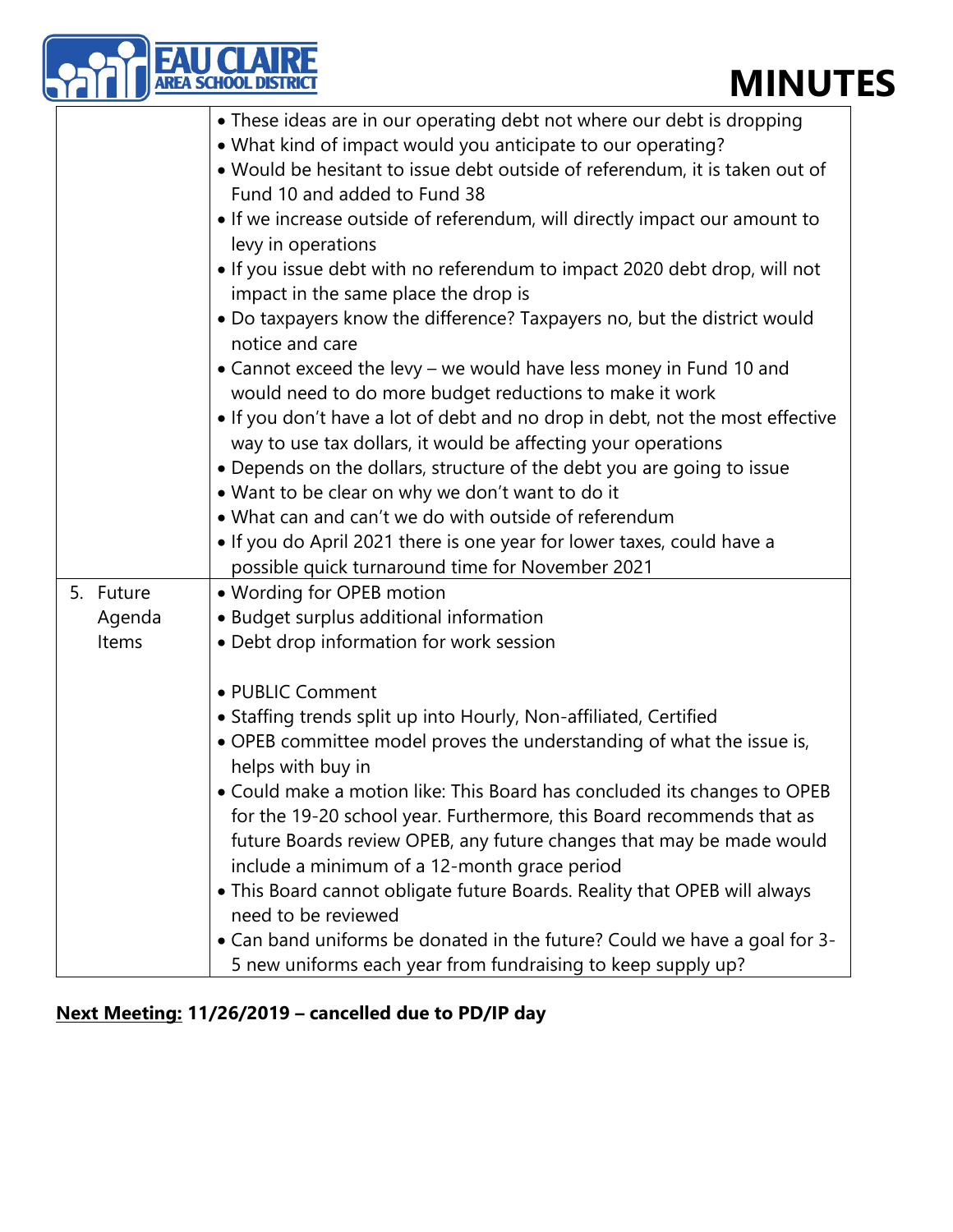| | |
|---|---|
| | • These ideas are in our operating debt not where our debt is dropping<br>• What kind of impact would you anticipate to our operating?<br>• Would be hesitant to issue debt outside of referendum, it is taken out of Fund 10 and added to Fund 38<br>• If we increase outside of referendum, will directly impact our amount to levy in operations<br>• If you issue debt with no referendum to impact 2020 debt drop, will not impact in the same place the drop is<br>• Do taxpayers know the difference? Taxpayers no, but the district would notice and care<br>• Cannot exceed the levy – we would have less money in Fund 10 and would need to do more budget reductions to make it work<br>• If you don't have a lot of debt and no drop in debt, not the most effective way to use tax dollars, it would be affecting your operations<br>• Depends on the dollars, structure of the debt you are going to issue<br>• Want to be clear on why we don't want to do it<br>• What can and can't we do with outside of referendum<br>• If you do April 2021 there is one year for lower taxes, could have a possible quick turnaround time for November 2021 |
| 5. Future Agenda Items | • Wording for OPEB motion<br>• Budget surplus additional information<br>• Debt drop information for work session<br><br>• PUBLIC Comment<br>• Staffing trends split up into Hourly, Non-affiliated, Certified<br>• OPEB committee model proves the understanding of what the issue is, helps with buy in<br>• Could make a motion like: This Board has concluded its changes to OPEB for the 19-20 school year. Furthermore, this Board recommends that as future Boards review OPEB, any future changes that may be made would include a minimum of a 12-month grace period<br>• This Board cannot obligate future Boards. Reality that OPEB will always need to be reviewed<br>• Can band uniforms be donated in the future? Could we have a goal for 3-5 new uniforms each year from fundraising to keep supply up? |

**<u>Next Meeting:</u> 11/26/2019 – cancelled due to PD/IP day**